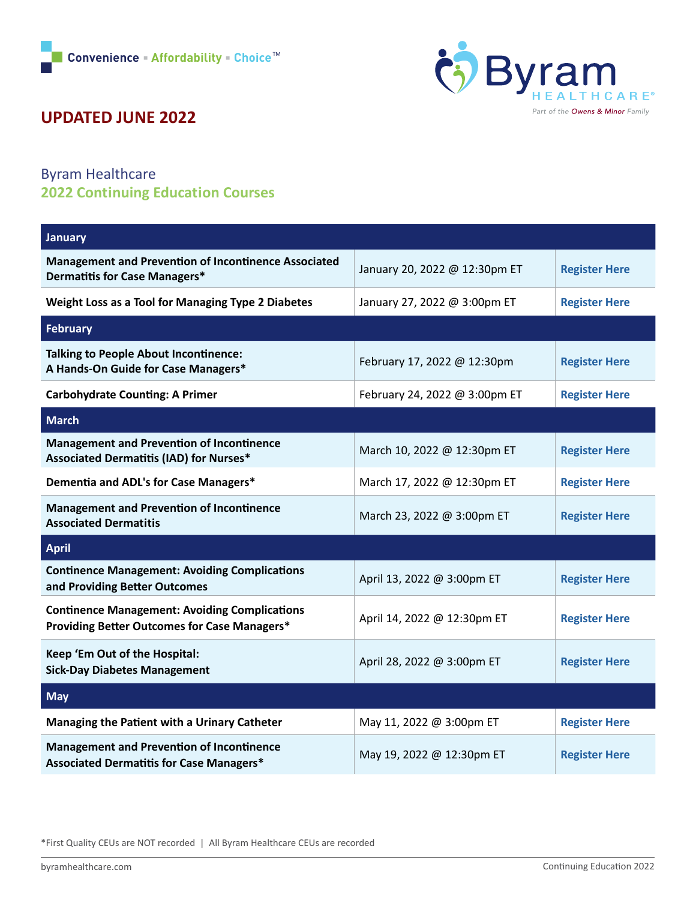Convenience ▪ Affordability ▪ Choice™

Byram HEALTHCARE® Part of the Owens & Minor Family

**UPDATED JUNE 2022**

## Byram Healthcare
## 2022 Continuing Education Courses

| January | | |
|---|---|---|
| **Management and Prevention of Incontinence Associated Dermatitis for Case Managers*** | January 20, 2022 @ 12:30pm ET | **Register Here** |
| **Weight Loss as a Tool for Managing Type 2 Diabetes** | January 27, 2022 @ 3:00pm ET | **Register Here** |
| **February** | | |
| **Talking to People About Incontinence: A Hands-On Guide for Case Managers*** | February 17, 2022 @ 12:30pm | **Register Here** |
| **Carbohydrate Counting: A Primer** | February 24, 2022 @ 3:00pm ET | **Register Here** |
| **March** | | |
| **Management and Prevention of Incontinence Associated Dermatitis (IAD) for Nurses*** | March 10, 2022 @ 12:30pm ET | **Register Here** |
| **Dementia and ADL's for Case Managers*** | March 17, 2022 @ 12:30pm ET | **Register Here** |
| **Management and Prevention of Incontinence Associated Dermatitis** | March 23, 2022 @ 3:00pm ET | **Register Here** |
| **April** | | |
| **Continence Management: Avoiding Complications and Providing Better Outcomes** | April 13, 2022 @ 3:00pm ET | **Register Here** |
| **Continence Management: Avoiding Complications Providing Better Outcomes for Case Managers*** | April 14, 2022 @ 12:30pm ET | **Register Here** |
| **Keep 'Em Out of the Hospital: Sick-Day Diabetes Management** | April 28, 2022 @ 3:00pm ET | **Register Here** |
| **May** | | |
| **Managing the Patient with a Urinary Catheter** | May 11, 2022 @ 3:00pm ET | **Register Here** |
| **Management and Prevention of Incontinence Associated Dermatitis for Case Managers*** | May 19, 2022 @ 12:30pm ET | **Register Here** |

*First Quality CEUs are NOT recorded | All Byram Healthcare CEUs are recorded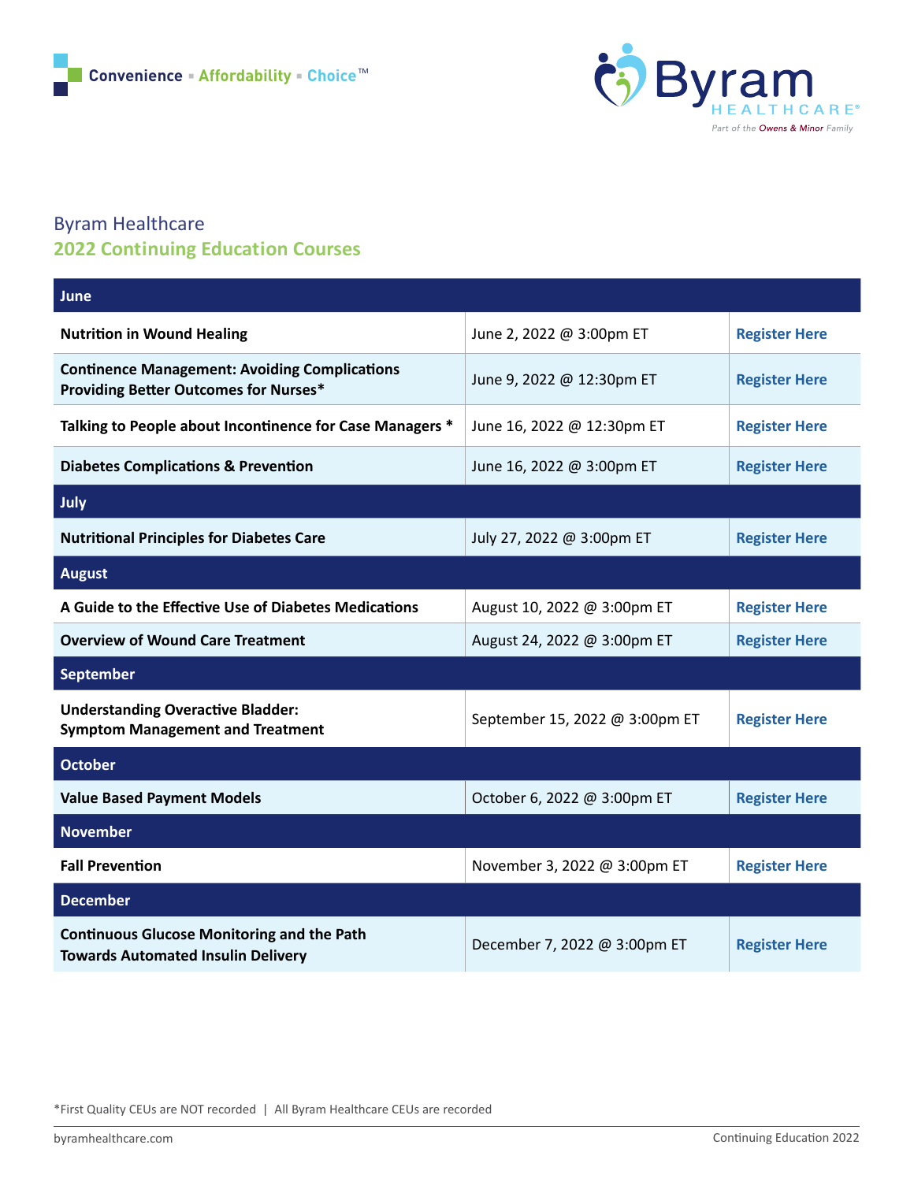Convenience ▪ Affordability ▪ Choice™

Byram HEALTHCARE®
Part of the Owens & Minor Family

## Byram Healthcare
## 2022 Continuing Education Courses

| Course | Date | Registration |
|---|---|---|
| **June** | | |
| **Nutrition in Wound Healing** | June 2, 2022 @ 3:00pm ET | **Register Here** |
| **Continence Management: Avoiding Complications Providing Better Outcomes for Nurses*** | June 9, 2022 @ 12:30pm ET | **Register Here** |
| **Talking to People about Incontinence for Case Managers *** | June 16, 2022 @ 12:30pm ET | **Register Here** |
| **Diabetes Complications & Prevention** | June 16, 2022 @ 3:00pm ET | **Register Here** |
| **July** | | |
| **Nutritional Principles for Diabetes Care** | July 27, 2022 @ 3:00pm ET | **Register Here** |
| **August** | | |
| **A Guide to the Effective Use of Diabetes Medications** | August 10, 2022 @ 3:00pm ET | **Register Here** |
| **Overview of Wound Care Treatment** | August 24, 2022 @ 3:00pm ET | **Register Here** |
| **September** | | |
| **Understanding Overactive Bladder: Symptom Management and Treatment** | September 15, 2022 @ 3:00pm ET | **Register Here** |
| **October** | | |
| **Value Based Payment Models** | October 6, 2022 @ 3:00pm ET | **Register Here** |
| **November** | | |
| **Fall Prevention** | November 3, 2022 @ 3:00pm ET | **Register Here** |
| **December** | | |
| **Continuous Glucose Monitoring and the Path Towards Automated Insulin Delivery** | December 7, 2022 @ 3:00pm ET | **Register Here** |

*First Quality CEUs are NOT recorded | All Byram Healthcare CEUs are recorded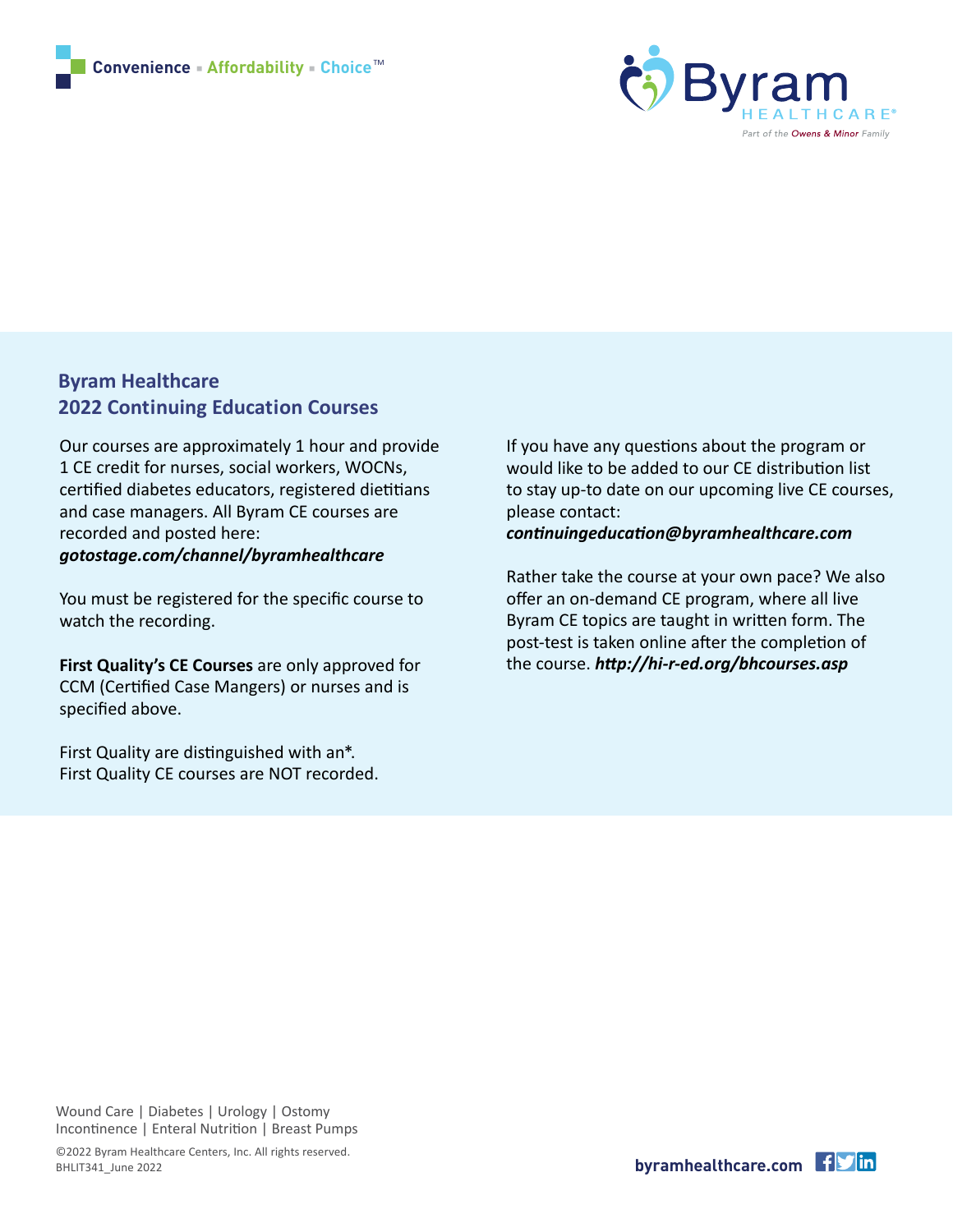Convenience ▪ Affordability ▪ Choice™

## Byram Healthcare
## 2022 Continuing Education Courses

Our courses are approximately 1 hour and provide 1 CE credit for nurses, social workers, WOCNs, certified diabetes educators, registered dietitians and case managers. All Byram CE courses are recorded and posted here: ***gotostage.com/channel/byramhealthcare***

You must be registered for the specific course to watch the recording.

**First Quality's CE Courses** are only approved for CCM (Certified Case Mangers) or nurses and is specified above.

First Quality are distinguished with an*.
First Quality CE courses are NOT recorded.

If you have any questions about the program or would like to be added to our CE distribution list to stay up-to date on our upcoming live CE courses, please contact: ***continuingeducation@byramhealthcare.com***

Rather take the course at your own pace? We also offer an on-demand CE program, where all live Byram CE topics are taught in written form. The post-test is taken online after the completion of the course. ***http://hi-r-ed.org/bhcourses.asp***

Wound Care | Diabetes | Urology | Ostomy
Incontinence | Enteral Nutrition | Breast Pumps

©2022 Byram Healthcare Centers, Inc. All rights reserved.
BHLIT341_June 2022

**byramhealthcare.com**